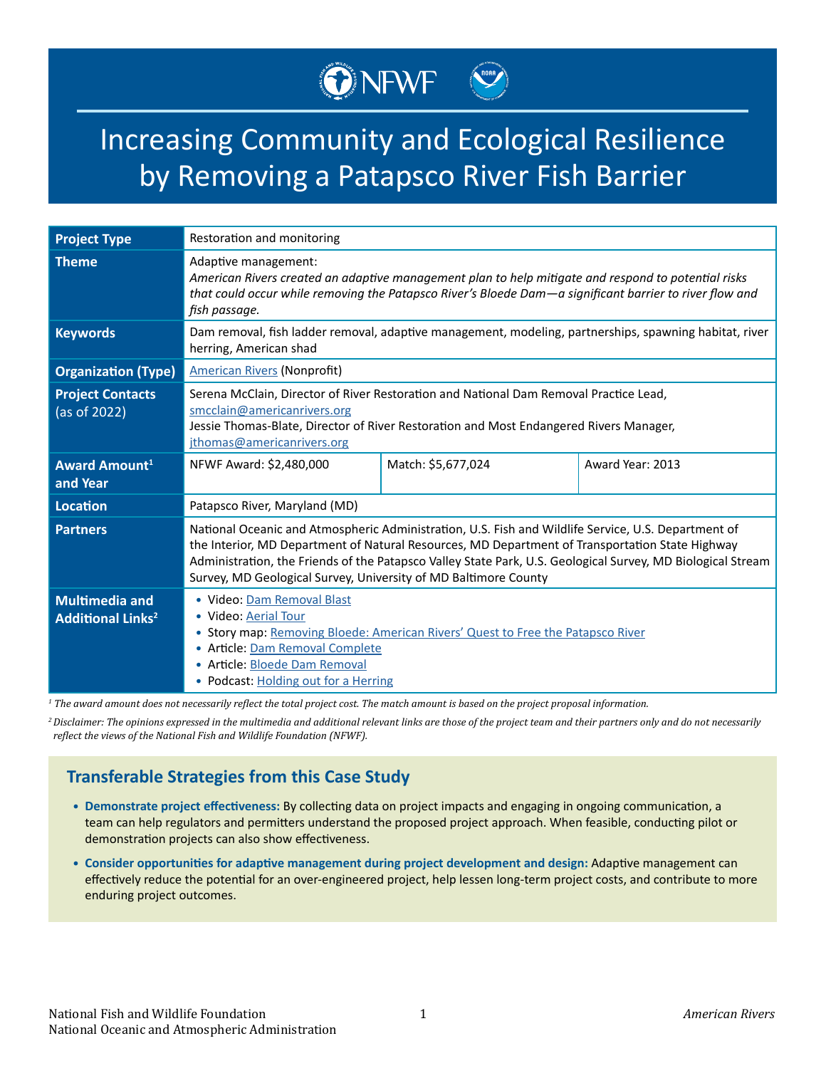# Increasing Community and Ecological Resilience by Removing a Patapsco River Fish Barrier

| | | | |
|---|---|---|---|
| **Project Type** | Restoration and monitoring | | |
| **Theme** | Adaptive management: *American Rivers created an adaptive management plan to help mitigate and respond to potential risks that could occur while removing the Patapsco River's Bloede Dam—a significant barrier to river flow and fish passage.* | | |
| **Keywords** | Dam removal, fish ladder removal, adaptive management, modeling, partnerships, spawning habitat, river herring, American shad | | |
| **Organization (Type)** | American Rivers (Nonprofit) | | |
| **Project Contacts** (as of 2022) | Serena McClain, Director of River Restoration and National Dam Removal Practice Lead, smcclain@americanrivers.org Jessie Thomas-Blate, Director of River Restoration and Most Endangered Rivers Manager, jthomas@americanrivers.org | | |
| **Award Amount[1] and Year** | NFWF Award: $2,480,000 | Match: $5,677,024 | Award Year: 2013 |
| **Location** | Patapsco River, Maryland (MD) | | |
| **Partners** | National Oceanic and Atmospheric Administration, U.S. Fish and Wildlife Service, U.S. Department of the Interior, MD Department of Natural Resources, MD Department of Transportation State Highway Administration, the Friends of the Patapsco Valley State Park, U.S. Geological Survey, MD Biological Stream Survey, MD Geological Survey, University of MD Baltimore County | | |
| **Multimedia and Additional Links[2]** | • Video: Dam Removal Blast • Video: Aerial Tour • Story map: Removing Bloede: American Rivers' Quest to Free the Patapsco River • Article: Dam Removal Complete • Article: Bloede Dam Removal • Podcast: Holding out for a Herring | | |

*[1] The award amount does not necessarily reflect the total project cost. The match amount is based on the project proposal information.*

*[2] Disclaimer: The opinions expressed in the multimedia and additional relevant links are those of the project team and their partners only and do not necessarily reflect the views of the National Fish and Wildlife Foundation (NFWF).*

## Transferable Strategies from this Case Study

- **Demonstrate project effectiveness:** By collecting data on project impacts and engaging in ongoing communication, a team can help regulators and permitters understand the proposed project approach. When feasible, conducting pilot or demonstration projects can also show effectiveness.
- **Consider opportunities for adaptive management during project development and design:** Adaptive management can effectively reduce the potential for an over-engineered project, help lessen long-term project costs, and contribute to more enduring project outcomes.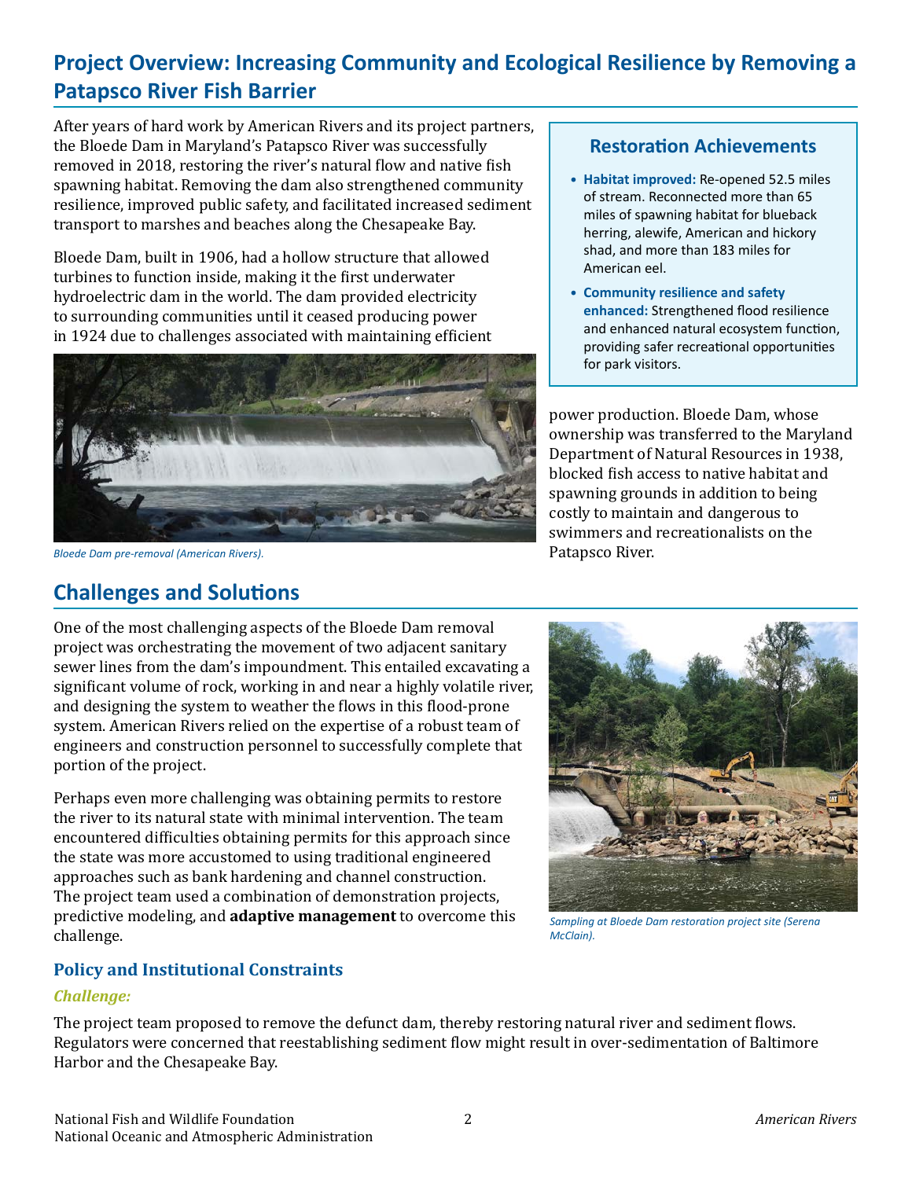## Project Overview: Increasing Community and Ecological Resilience by Removing a Patapsco River Fish Barrier

After years of hard work by American Rivers and its project partners, the Bloede Dam in Maryland's Patapsco River was successfully removed in 2018, restoring the river's natural flow and native fish spawning habitat. Removing the dam also strengthened community resilience, improved public safety, and facilitated increased sediment transport to marshes and beaches along the Chesapeake Bay.

Bloede Dam, built in 1906, had a hollow structure that allowed turbines to function inside, making it the first underwater hydroelectric dam in the world. The dam provided electricity to surrounding communities until it ceased producing power in 1924 due to challenges associated with maintaining efficient power production. Bloede Dam, whose ownership was transferred to the Maryland Department of Natural Resources in 1938, blocked fish access to native habitat and spawning grounds in addition to being costly to maintain and dangerous to swimmers and recreationalists on the Patapsco River.

*Bloede Dam pre-removal (American Rivers).*

### Restoration Achievements

- **Habitat improved:** Re-opened 52.5 miles of stream. Reconnected more than 65 miles of spawning habitat for blueback herring, alewife, American and hickory shad, and more than 183 miles for American eel.
- **Community resilience and safety enhanced:** Strengthened flood resilience and enhanced natural ecosystem function, providing safer recreational opportunities for park visitors.

## Challenges and Solutions

One of the most challenging aspects of the Bloede Dam removal project was orchestrating the movement of two adjacent sanitary sewer lines from the dam's impoundment. This entailed excavating a significant volume of rock, working in and near a highly volatile river, and designing the system to weather the flows in this flood-prone system. American Rivers relied on the expertise of a robust team of engineers and construction personnel to successfully complete that portion of the project.

Perhaps even more challenging was obtaining permits to restore the river to its natural state with minimal intervention. The team encountered difficulties obtaining permits for this approach since the state was more accustomed to using traditional engineered approaches such as bank hardening and channel construction. The project team used a combination of demonstration projects, predictive modeling, and **adaptive management** to overcome this challenge.

*Sampling at Bloede Dam restoration project site (Serena McClain).*

### Policy and Institutional Constraints

#### *Challenge:*

The project team proposed to remove the defunct dam, thereby restoring natural river and sediment flows. Regulators were concerned that reestablishing sediment flow might result in over-sedimentation of Baltimore Harbor and the Chesapeake Bay.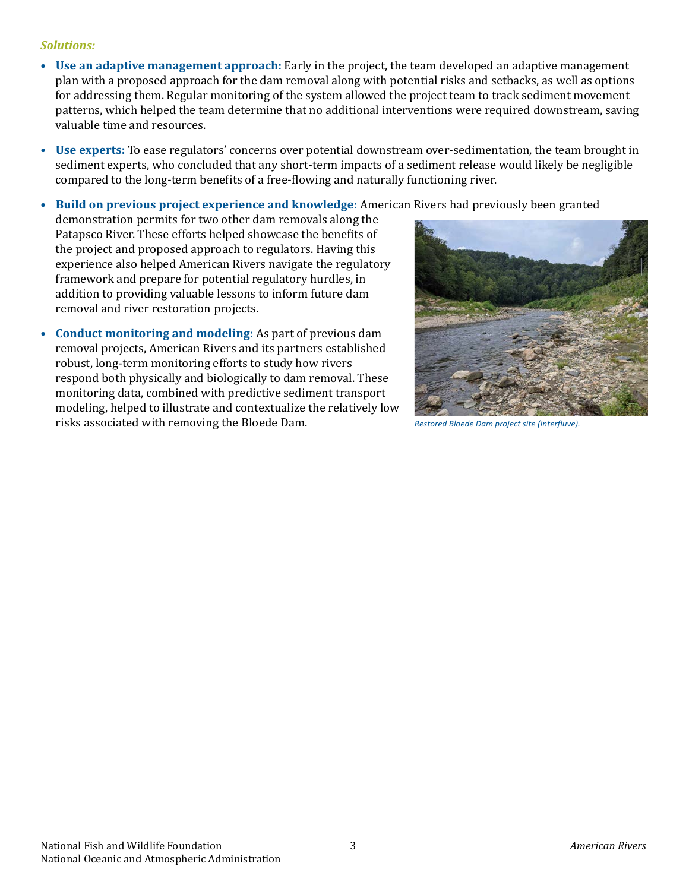*Solutions:*

- **Use an adaptive management approach:** Early in the project, the team developed an adaptive management plan with a proposed approach for the dam removal along with potential risks and setbacks, as well as options for addressing them. Regular monitoring of the system allowed the project team to track sediment movement patterns, which helped the team determine that no additional interventions were required downstream, saving valuable time and resources.
- **Use experts:** To ease regulators' concerns over potential downstream over-sedimentation, the team brought in sediment experts, who concluded that any short-term impacts of a sediment release would likely be negligible compared to the long-term benefits of a free-flowing and naturally functioning river.
- **Build on previous project experience and knowledge:** American Rivers had previously been granted demonstration permits for two other dam removals along the Patapsco River. These efforts helped showcase the benefits of the project and proposed approach to regulators. Having this experience also helped American Rivers navigate the regulatory framework and prepare for potential regulatory hurdles, in addition to providing valuable lessons to inform future dam removal and river restoration projects.
- **Conduct monitoring and modeling:** As part of previous dam removal projects, American Rivers and its partners established robust, long-term monitoring efforts to study how rivers respond both physically and biologically to dam removal. These monitoring data, combined with predictive sediment transport modeling, helped to illustrate and contextualize the relatively low risks associated with removing the Bloede Dam.

*Restored Bloede Dam project site (Interfluve).*